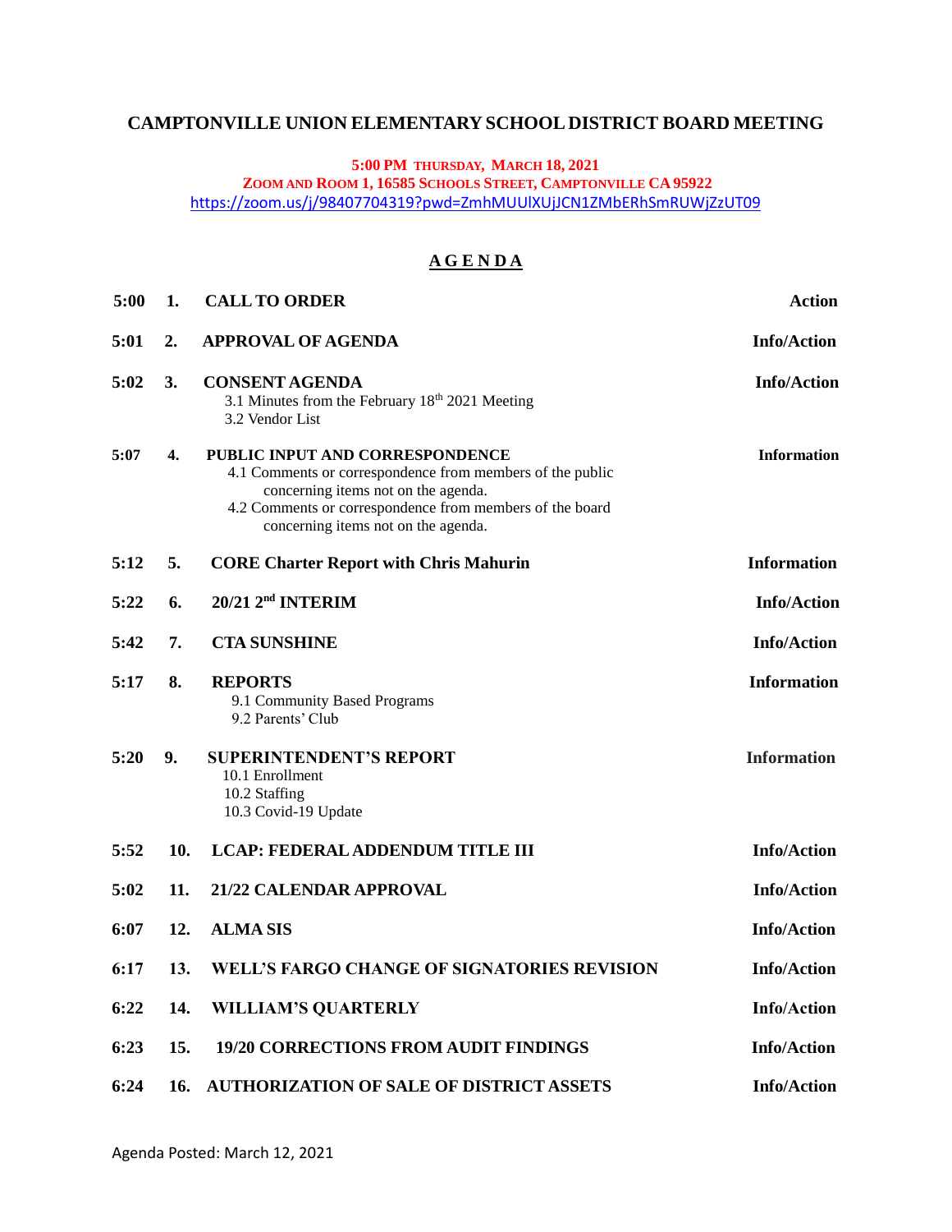# CAMPTONVILLE UNION ELEMENTARY SCHOOL DISTRICT BOARD MEETING

**5:00 PM THURSDAY, MARCH 18, 2021**
**ZOOM AND ROOM 1, 16585 SCHOOLS STREET, CAMPTONVILLE CA 95922**
https://zoom.us/j/98407704319?pwd=ZmhMUUlXUjJCN1ZMbERhSmRUWjZzUT09

## A G E N D A

| Time | No. | Item | Type |
|---|---|---|---|
| 5:00 | 1. | **CALL TO ORDER** | **Action** |
| 5:01 | 2. | **APPROVAL OF AGENDA** | **Info/Action** |
| 5:02 | 3. | **CONSENT AGENDA**<br>3.1 Minutes from the February 18th 2021 Meeting<br>3.2 Vendor List | **Info/Action** |
| 5:07 | 4. | **PUBLIC INPUT AND CORRESPONDENCE**<br>4.1 Comments or correspondence from members of the public concerning items not on the agenda.<br>4.2 Comments or correspondence from members of the board concerning items not on the agenda. | **Information** |
| 5:12 | 5. | **CORE Charter Report with Chris Mahurin** | **Information** |
| 5:22 | 6. | **20/21 2nd INTERIM** | **Info/Action** |
| 5:42 | 7. | **CTA SUNSHINE** | **Info/Action** |
| 5:17 | 8. | **REPORTS**<br>9.1 Community Based Programs<br>9.2 Parents' Club | **Information** |
| 5:20 | 9. | **SUPERINTENDENT'S REPORT**<br>10.1 Enrollment<br>10.2 Staffing<br>10.3 Covid-19 Update | **Information** |
| 5:52 | 10. | **LCAP: FEDERAL ADDENDUM TITLE III** | **Info/Action** |
| 5:02 | 11. | **21/22 CALENDAR APPROVAL** | **Info/Action** |
| 6:07 | 12. | **ALMA SIS** | **Info/Action** |
| 6:17 | 13. | **WELL'S FARGO CHANGE OF SIGNATORIES REVISION** | **Info/Action** |
| 6:22 | 14. | **WILLIAM'S QUARTERLY** | **Info/Action** |
| 6:23 | 15. | **19/20 CORRECTIONS FROM AUDIT FINDINGS** | **Info/Action** |
| 6:24 | 16. | **AUTHORIZATION OF SALE OF DISTRICT ASSETS** | **Info/Action** |

Agenda Posted: March 12, 2021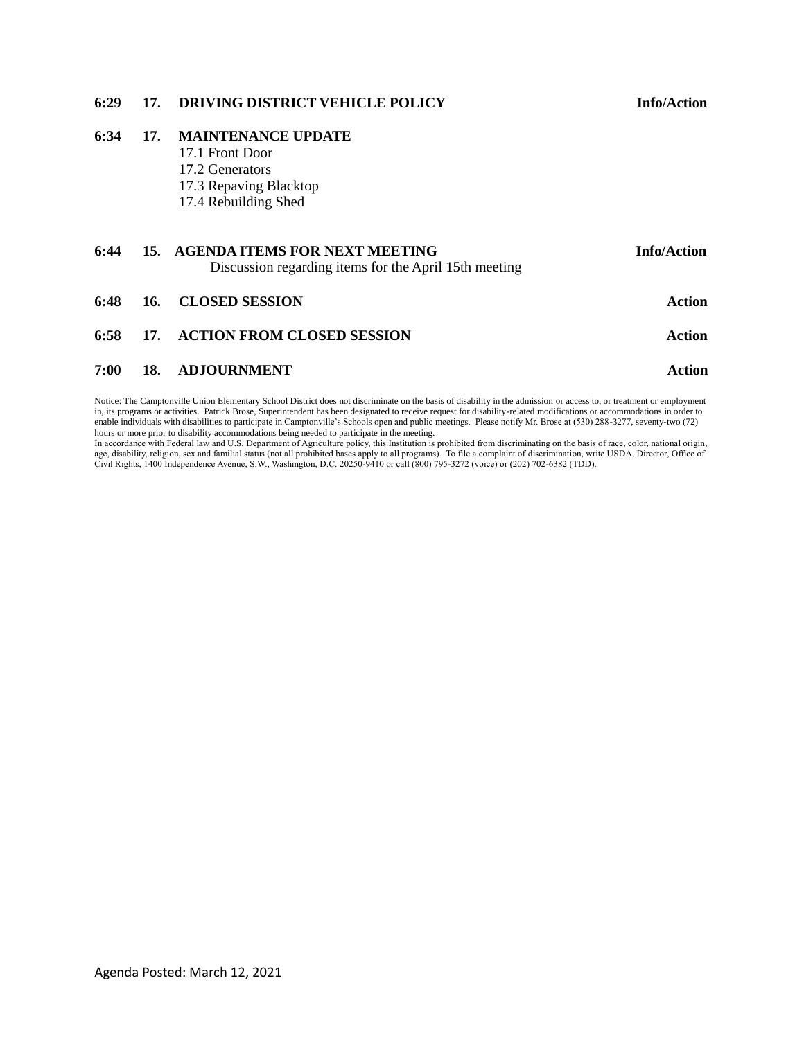**6:29 17. DRIVING DISTRICT VEHICLE POLICY** **Info/Action**

**6:34 17. MAINTENANCE UPDATE**

17.1 Front Door
17.2 Generators
17.3 Repaving Blacktop
17.4 Rebuilding Shed

**6:44 15. AGENDA ITEMS FOR NEXT MEETING** **Info/Action**

Discussion regarding items for the April 15th meeting

**6:48 16. CLOSED SESSION** **Action**

**6:58 17. ACTION FROM CLOSED SESSION** **Action**

**7:00 18. ADJOURNMENT** **Action**

Notice: The Camptonville Union Elementary School District does not discriminate on the basis of disability in the admission or access to, or treatment or employment in, its programs or activities. Patrick Brose, Superintendent has been designated to receive request for disability-related modifications or accommodations in order to enable individuals with disabilities to participate in Camptonville's Schools open and public meetings. Please notify Mr. Brose at (530) 288-3277, seventy-two (72) hours or more prior to disability accommodations being needed to participate in the meeting.
In accordance with Federal law and U.S. Department of Agriculture policy, this Institution is prohibited from discriminating on the basis of race, color, national origin, age, disability, religion, sex and familial status (not all prohibited bases apply to all programs). To file a complaint of discrimination, write USDA, Director, Office of Civil Rights, 1400 Independence Avenue, S.W., Washington, D.C. 20250-9410 or call (800) 795-3272 (voice) or (202) 702-6382 (TDD).

Agenda Posted: March 12, 2021